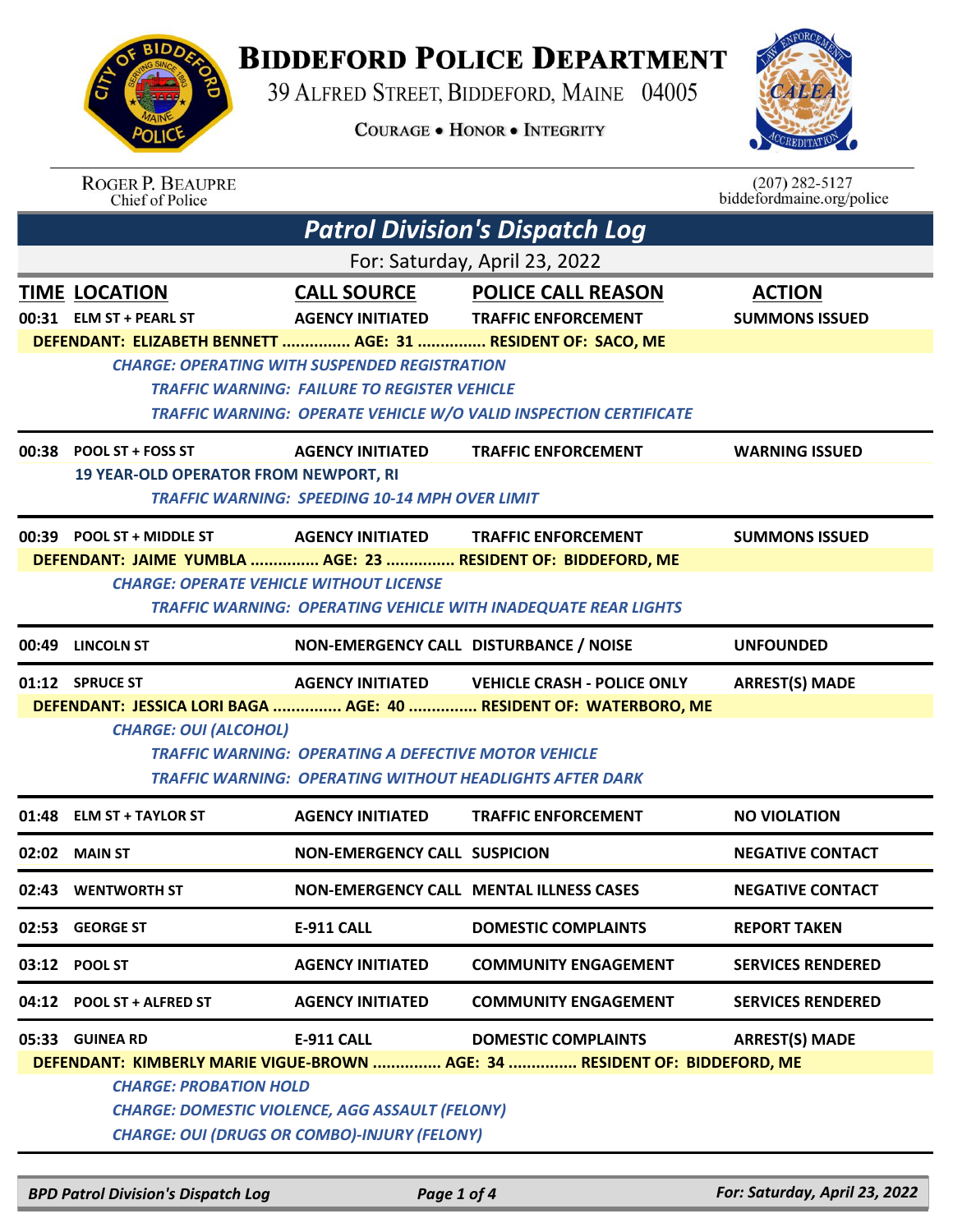# BIDDEFORD POLICE DEPARTMENT

39 ALFRED STREET, BIDDEFORD, MAINE 04005

COURAGE • HONOR • INTEGRITY

ROGER P. BEAUPRE
Chief of Police

(207) 282-5127
biddefordmaine.org/police

## *Patrol Division's Dispatch Log*

For: Saturday, April 23, 2022

| TIME | LOCATION | CALL SOURCE | POLICE CALL REASON | ACTION |
|---|---|---|---|---|
| 00:31 | ELM ST + PEARL ST | AGENCY INITIATED | TRAFFIC ENFORCEMENT | SUMMONS ISSUED |

**DEFENDANT: ELIZABETH BENNETT ............... AGE: 31 ............... RESIDENT OF: SACO, ME**

*CHARGE: OPERATING WITH SUSPENDED REGISTRATION*
*TRAFFIC WARNING: FAILURE TO REGISTER VEHICLE*
*TRAFFIC WARNING: OPERATE VEHICLE W/O VALID INSPECTION CERTIFICATE*

| TIME | LOCATION | CALL SOURCE | POLICE CALL REASON | ACTION |
|---|---|---|---|---|
| 00:38 | POOL ST + FOSS ST | AGENCY INITIATED | TRAFFIC ENFORCEMENT | WARNING ISSUED |

**19 YEAR-OLD OPERATOR FROM NEWPORT, RI**

*TRAFFIC WARNING: SPEEDING 10-14 MPH OVER LIMIT*

| TIME | LOCATION | CALL SOURCE | POLICE CALL REASON | ACTION |
|---|---|---|---|---|
| 00:39 | POOL ST + MIDDLE ST | AGENCY INITIATED | TRAFFIC ENFORCEMENT | SUMMONS ISSUED |

**DEFENDANT: JAIME YUMBLA ............... AGE: 23 ............... RESIDENT OF: BIDDEFORD, ME**

*CHARGE: OPERATE VEHICLE WITHOUT LICENSE*
*TRAFFIC WARNING: OPERATING VEHICLE WITH INADEQUATE REAR LIGHTS*

| TIME | LOCATION | CALL SOURCE | POLICE CALL REASON | ACTION |
|---|---|---|---|---|
| 00:49 | LINCOLN ST | NON-EMERGENCY CALL | DISTURBANCE / NOISE | UNFOUNDED |
| 01:12 | SPRUCE ST | AGENCY INITIATED | VEHICLE CRASH - POLICE ONLY | ARREST(S) MADE |

**DEFENDANT: JESSICA LORI BAGA ............... AGE: 40 ............... RESIDENT OF: WATERBORO, ME**

*CHARGE: OUI (ALCOHOL)*
*TRAFFIC WARNING: OPERATING A DEFECTIVE MOTOR VEHICLE*
*TRAFFIC WARNING: OPERATING WITHOUT HEADLIGHTS AFTER DARK*

| TIME | LOCATION | CALL SOURCE | POLICE CALL REASON | ACTION |
|---|---|---|---|---|
| 01:48 | ELM ST + TAYLOR ST | AGENCY INITIATED | TRAFFIC ENFORCEMENT | NO VIOLATION |
| 02:02 | MAIN ST | NON-EMERGENCY CALL | SUSPICION | NEGATIVE CONTACT |
| 02:43 | WENTWORTH ST | NON-EMERGENCY CALL | MENTAL ILLNESS CASES | NEGATIVE CONTACT |
| 02:53 | GEORGE ST | E-911 CALL | DOMESTIC COMPLAINTS | REPORT TAKEN |
| 03:12 | POOL ST | AGENCY INITIATED | COMMUNITY ENGAGEMENT | SERVICES RENDERED |
| 04:12 | POOL ST + ALFRED ST | AGENCY INITIATED | COMMUNITY ENGAGEMENT | SERVICES RENDERED |
| 05:33 | GUINEA RD | E-911 CALL | DOMESTIC COMPLAINTS | ARREST(S) MADE |

**DEFENDANT: KIMBERLY MARIE VIGUE-BROWN ............... AGE: 34 ............... RESIDENT OF: BIDDEFORD, ME**

*CHARGE: PROBATION HOLD*
*CHARGE: DOMESTIC VIOLENCE, AGG ASSAULT (FELONY)*
*CHARGE: OUI (DRUGS OR COMBO)-INJURY (FELONY)*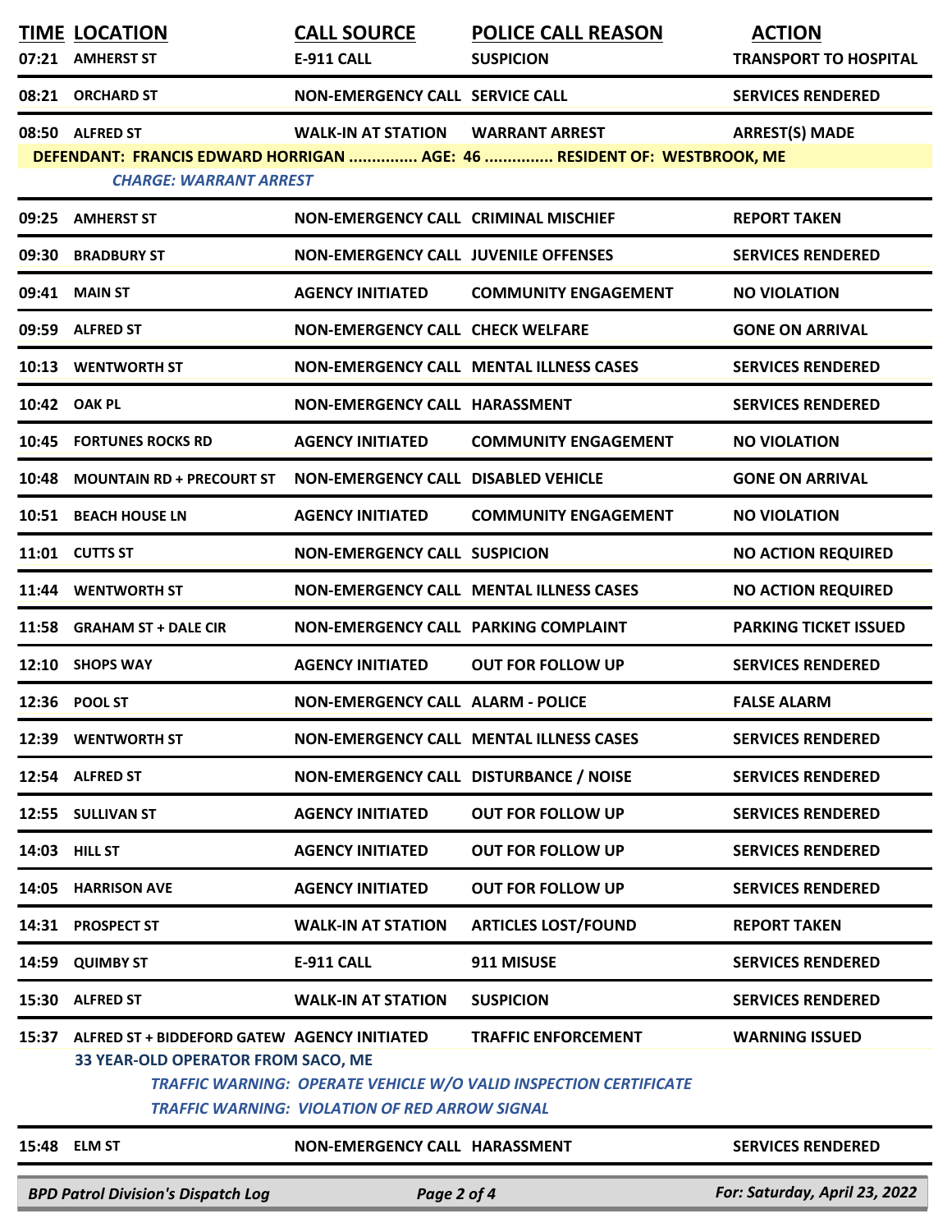| TIME | LOCATION | CALL SOURCE | POLICE CALL REASON | ACTION |
|---|---|---|---|---|
| 07:21 | AMHERST ST | E-911 CALL | SUSPICION | TRANSPORT TO HOSPITAL |
| 08:21 | ORCHARD ST | NON-EMERGENCY CALL | SERVICE CALL | SERVICES RENDERED |
| 08:50 | ALFRED ST | WALK-IN AT STATION | WARRANT ARREST | ARREST(S) MADE |
| | DEFENDANT: FRANCIS EDWARD HORRIGAN ............... AGE: 46 ............... RESIDENT OF: WESTBROOK, ME | | | |
| | *CHARGE: WARRANT ARREST* | | | |
| 09:25 | AMHERST ST | NON-EMERGENCY CALL | CRIMINAL MISCHIEF | REPORT TAKEN |
| 09:30 | BRADBURY ST | NON-EMERGENCY CALL | JUVENILE OFFENSES | SERVICES RENDERED |
| 09:41 | MAIN ST | AGENCY INITIATED | COMMUNITY ENGAGEMENT | NO VIOLATION |
| 09:59 | ALFRED ST | NON-EMERGENCY CALL | CHECK WELFARE | GONE ON ARRIVAL |
| 10:13 | WENTWORTH ST | NON-EMERGENCY CALL | MENTAL ILLNESS CASES | SERVICES RENDERED |
| 10:42 | OAK PL | NON-EMERGENCY CALL | HARASSMENT | SERVICES RENDERED |
| 10:45 | FORTUNES ROCKS RD | AGENCY INITIATED | COMMUNITY ENGAGEMENT | NO VIOLATION |
| 10:48 | MOUNTAIN RD + PRECOURT ST | NON-EMERGENCY CALL | DISABLED VEHICLE | GONE ON ARRIVAL |
| 10:51 | BEACH HOUSE LN | AGENCY INITIATED | COMMUNITY ENGAGEMENT | NO VIOLATION |
| 11:01 | CUTTS ST | NON-EMERGENCY CALL | SUSPICION | NO ACTION REQUIRED |
| 11:44 | WENTWORTH ST | NON-EMERGENCY CALL | MENTAL ILLNESS CASES | NO ACTION REQUIRED |
| 11:58 | GRAHAM ST + DALE CIR | NON-EMERGENCY CALL | PARKING COMPLAINT | PARKING TICKET ISSUED |
| 12:10 | SHOPS WAY | AGENCY INITIATED | OUT FOR FOLLOW UP | SERVICES RENDERED |
| 12:36 | POOL ST | NON-EMERGENCY CALL | ALARM - POLICE | FALSE ALARM |
| 12:39 | WENTWORTH ST | NON-EMERGENCY CALL | MENTAL ILLNESS CASES | SERVICES RENDERED |
| 12:54 | ALFRED ST | NON-EMERGENCY CALL | DISTURBANCE / NOISE | SERVICES RENDERED |
| 12:55 | SULLIVAN ST | AGENCY INITIATED | OUT FOR FOLLOW UP | SERVICES RENDERED |
| 14:03 | HILL ST | AGENCY INITIATED | OUT FOR FOLLOW UP | SERVICES RENDERED |
| 14:05 | HARRISON AVE | AGENCY INITIATED | OUT FOR FOLLOW UP | SERVICES RENDERED |
| 14:31 | PROSPECT ST | WALK-IN AT STATION | ARTICLES LOST/FOUND | REPORT TAKEN |
| 14:59 | QUIMBY ST | E-911 CALL | 911 MISUSE | SERVICES RENDERED |
| 15:30 | ALFRED ST | WALK-IN AT STATION | SUSPICION | SERVICES RENDERED |
| 15:37 | ALFRED ST + BIDDEFORD GATEW | AGENCY INITIATED | TRAFFIC ENFORCEMENT | WARNING ISSUED |
| | 33 YEAR-OLD OPERATOR FROM SACO, ME | | | |
| | *TRAFFIC WARNING: OPERATE VEHICLE W/O VALID INSPECTION CERTIFICATE* | | | |
| | *TRAFFIC WARNING: VIOLATION OF RED ARROW SIGNAL* | | | |
| 15:48 | ELM ST | NON-EMERGENCY CALL | HARASSMENT | SERVICES RENDERED |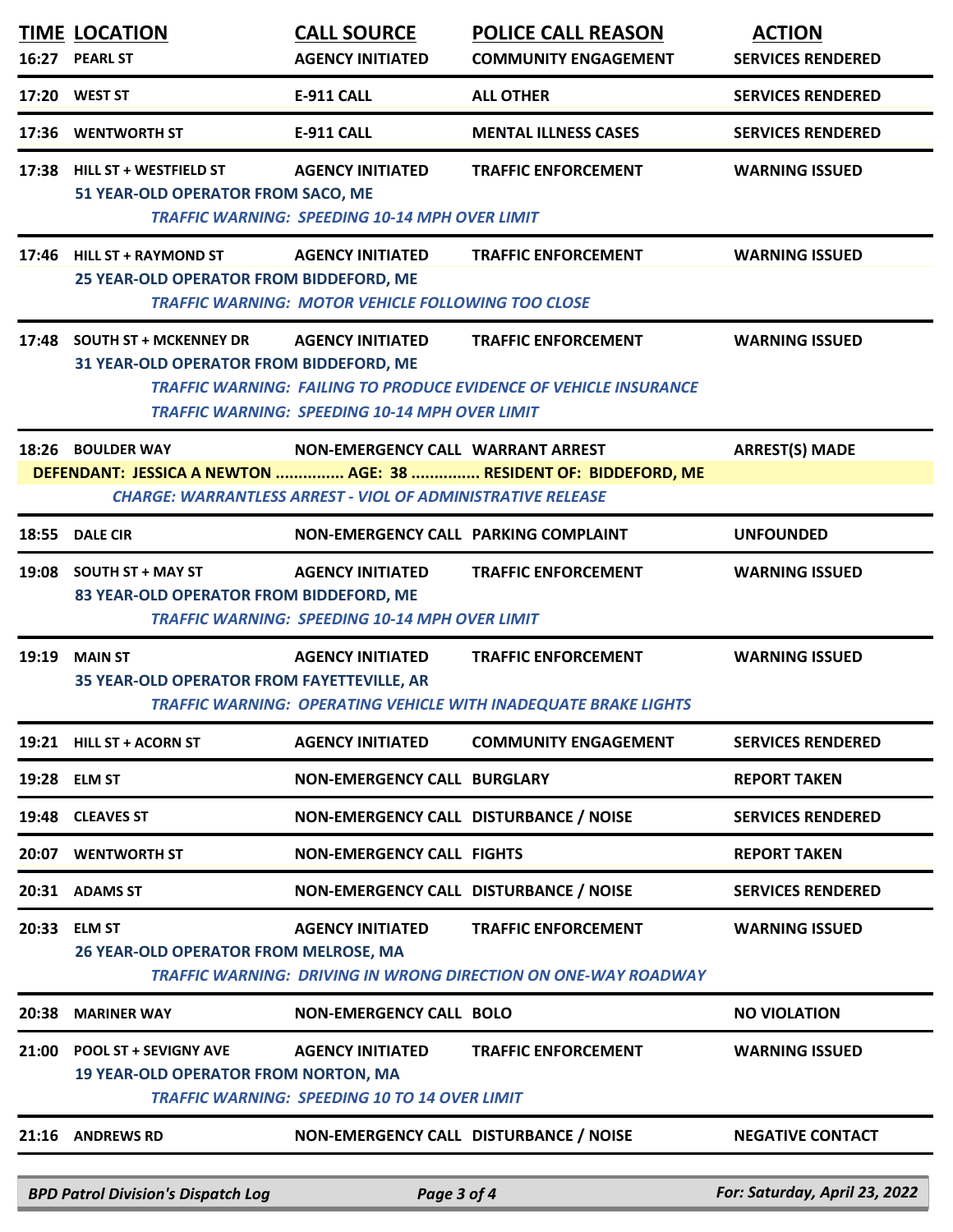| TIME | LOCATION | CALL SOURCE | POLICE CALL REASON | ACTION |
|---|---|---|---|---|
| 16:27 | PEARL ST | AGENCY INITIATED | COMMUNITY ENGAGEMENT | SERVICES RENDERED |
| 17:20 | WEST ST | E-911 CALL | ALL OTHER | SERVICES RENDERED |
| 17:36 | WENTWORTH ST | E-911 CALL | MENTAL ILLNESS CASES | SERVICES RENDERED |
| 17:38 | HILL ST + WESTFIELD ST | AGENCY INITIATED | TRAFFIC ENFORCEMENT | WARNING ISSUED |
| | 51 YEAR-OLD OPERATOR FROM SACO, ME | | | |
| | | *TRAFFIC WARNING: SPEEDING 10-14 MPH OVER LIMIT* | | |
| 17:46 | HILL ST + RAYMOND ST | AGENCY INITIATED | TRAFFIC ENFORCEMENT | WARNING ISSUED |
| | 25 YEAR-OLD OPERATOR FROM BIDDEFORD, ME | | | |
| | | *TRAFFIC WARNING: MOTOR VEHICLE FOLLOWING TOO CLOSE* | | |
| 17:48 | SOUTH ST + MCKENNEY DR | AGENCY INITIATED | TRAFFIC ENFORCEMENT | WARNING ISSUED |
| | 31 YEAR-OLD OPERATOR FROM BIDDEFORD, ME | | | |
| | | *TRAFFIC WARNING: FAILING TO PRODUCE EVIDENCE OF VEHICLE INSURANCE* | | |
| | | *TRAFFIC WARNING: SPEEDING 10-14 MPH OVER LIMIT* | | |
| 18:26 | BOULDER WAY | NON-EMERGENCY CALL | WARRANT ARREST | ARREST(S) MADE |
| | DEFENDANT: JESSICA A NEWTON ............... AGE: 38 ............... RESIDENT OF: BIDDEFORD, ME | | | |
| | | *CHARGE: WARRANTLESS ARREST - VIOL OF ADMINISTRATIVE RELEASE* | | |
| 18:55 | DALE CIR | NON-EMERGENCY CALL | PARKING COMPLAINT | UNFOUNDED |
| 19:08 | SOUTH ST + MAY ST | AGENCY INITIATED | TRAFFIC ENFORCEMENT | WARNING ISSUED |
| | 83 YEAR-OLD OPERATOR FROM BIDDEFORD, ME | | | |
| | | *TRAFFIC WARNING: SPEEDING 10-14 MPH OVER LIMIT* | | |
| 19:19 | MAIN ST | AGENCY INITIATED | TRAFFIC ENFORCEMENT | WARNING ISSUED |
| | 35 YEAR-OLD OPERATOR FROM FAYETTEVILLE, AR | | | |
| | | *TRAFFIC WARNING: OPERATING VEHICLE WITH INADEQUATE BRAKE LIGHTS* | | |
| 19:21 | HILL ST + ACORN ST | AGENCY INITIATED | COMMUNITY ENGAGEMENT | SERVICES RENDERED |
| 19:28 | ELM ST | NON-EMERGENCY CALL | BURGLARY | REPORT TAKEN |
| 19:48 | CLEAVES ST | NON-EMERGENCY CALL | DISTURBANCE / NOISE | SERVICES RENDERED |
| 20:07 | WENTWORTH ST | NON-EMERGENCY CALL | FIGHTS | REPORT TAKEN |
| 20:31 | ADAMS ST | NON-EMERGENCY CALL | DISTURBANCE / NOISE | SERVICES RENDERED |
| 20:33 | ELM ST | AGENCY INITIATED | TRAFFIC ENFORCEMENT | WARNING ISSUED |
| | 26 YEAR-OLD OPERATOR FROM MELROSE, MA | | | |
| | | *TRAFFIC WARNING: DRIVING IN WRONG DIRECTION ON ONE-WAY ROADWAY* | | |
| 20:38 | MARINER WAY | NON-EMERGENCY CALL | BOLO | NO VIOLATION |
| 21:00 | POOL ST + SEVIGNY AVE | AGENCY INITIATED | TRAFFIC ENFORCEMENT | WARNING ISSUED |
| | 19 YEAR-OLD OPERATOR FROM NORTON, MA | | | |
| | | *TRAFFIC WARNING: SPEEDING 10 TO 14 OVER LIMIT* | | |
| 21:16 | ANDREWS RD | NON-EMERGENCY CALL | DISTURBANCE / NOISE | NEGATIVE CONTACT |

*BPD Patrol Division's Dispatch Log* — *For: Saturday, April 23, 2022*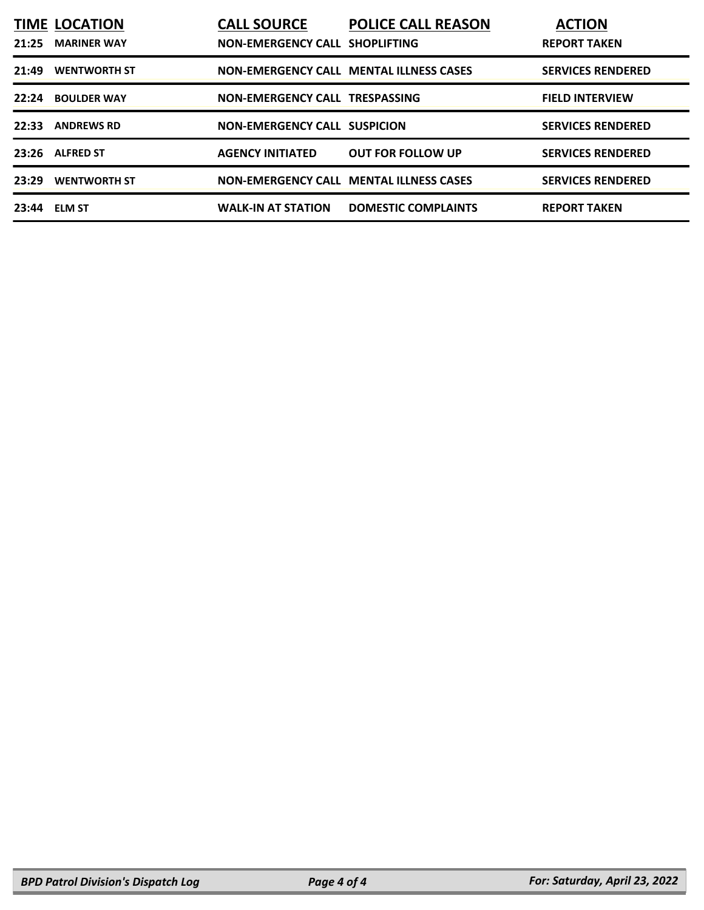| TIME | LOCATION | CALL SOURCE | POLICE CALL REASON | ACTION |
| --- | --- | --- | --- | --- |
| 21:25 | MARINER WAY | NON-EMERGENCY CALL | SHOPLIFTING | REPORT TAKEN |
| 21:49 | WENTWORTH ST | NON-EMERGENCY CALL | MENTAL ILLNESS CASES | SERVICES RENDERED |
| 22:24 | BOULDER WAY | NON-EMERGENCY CALL | TRESPASSING | FIELD INTERVIEW |
| 22:33 | ANDREWS RD | NON-EMERGENCY CALL | SUSPICION | SERVICES RENDERED |
| 23:26 | ALFRED ST | AGENCY INITIATED | OUT FOR FOLLOW UP | SERVICES RENDERED |
| 23:29 | WENTWORTH ST | NON-EMERGENCY CALL | MENTAL ILLNESS CASES | SERVICES RENDERED |
| 23:44 | ELM ST | WALK-IN AT STATION | DOMESTIC COMPLAINTS | REPORT TAKEN |